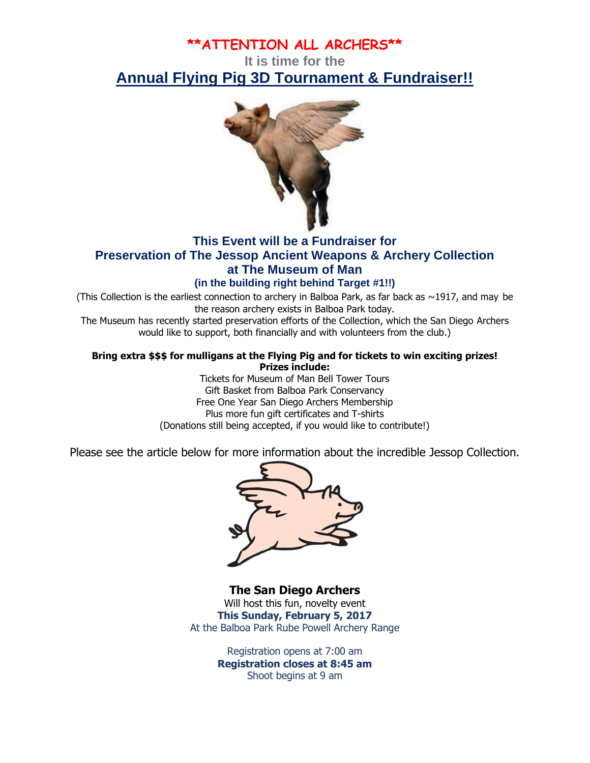**\*\*ATTENTION ALL ARCHERS\*\***

It is time for the

# Annual Flying Pig 3D Tournament & Fundraiser!!

## This Event will be a Fundraiser for Preservation of The Jessop Ancient Weapons & Archery Collection at The Museum of Man

### (in the building right behind Target #1!!)

(This Collection is the earliest connection to archery in Balboa Park, as far back as ~1917, and may be the reason archery exists in Balboa Park today.
The Museum has recently started preservation efforts of the Collection, which the San Diego Archers would like to support, both financially and with volunteers from the club.)

**Bring extra $$$ for mulligans at the Flying Pig and for tickets to win exciting prizes!**
**Prizes include:**

Tickets for Museum of Man Bell Tower Tours
Gift Basket from Balboa Park Conservancy
Free One Year San Diego Archers Membership
Plus more fun gift certificates and T-shirts
(Donations still being accepted, if you would like to contribute!)

Please see the article below for more information about the incredible Jessop Collection.

**The San Diego Archers**
Will host this fun, novelty event
**This Sunday, February 5, 2017**
At the Balboa Park Rube Powell Archery Range

Registration opens at 7:00 am
**Registration closes at 8:45 am**
Shoot begins at 9 am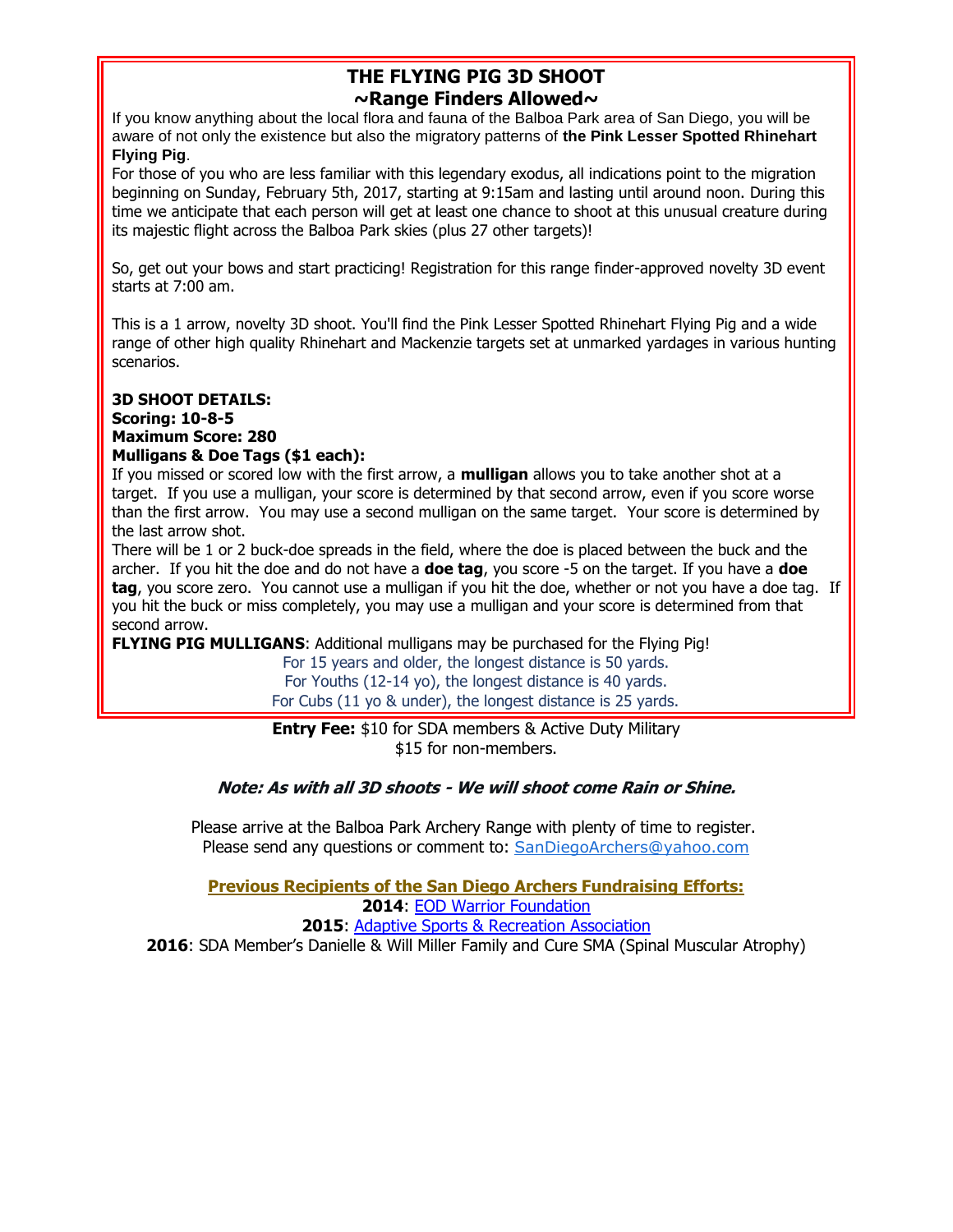## THE FLYING PIG 3D SHOOT
## ~Range Finders Allowed~

If you know anything about the local flora and fauna of the Balboa Park area of San Diego, you will be aware of not only the existence but also the migratory patterns of **the Pink Lesser Spotted Rhinehart Flying Pig**.

For those of you who are less familiar with this legendary exodus, all indications point to the migration beginning on Sunday, February 5th, 2017, starting at 9:15am and lasting until around noon. During this time we anticipate that each person will get at least one chance to shoot at this unusual creature during its majestic flight across the Balboa Park skies (plus 27 other targets)!

So, get out your bows and start practicing! Registration for this range finder-approved novelty 3D event starts at 7:00 am.

This is a 1 arrow, novelty 3D shoot. You'll find the Pink Lesser Spotted Rhinehart Flying Pig and a wide range of other high quality Rhinehart and Mackenzie targets set at unmarked yardages in various hunting scenarios.

**3D SHOOT DETAILS:**
**Scoring: 10-8-5**
**Maximum Score: 280**
**Mulligans & Doe Tags ($1 each):**

If you missed or scored low with the first arrow, a **mulligan** allows you to take another shot at a target. If you use a mulligan, your score is determined by that second arrow, even if you score worse than the first arrow. You may use a second mulligan on the same target. Your score is determined by the last arrow shot.

There will be 1 or 2 buck-doe spreads in the field, where the doe is placed between the buck and the archer. If you hit the doe and do not have a **doe tag**, you score -5 on the target. If you have a **doe tag**, you score zero. You cannot use a mulligan if you hit the doe, whether or not you have a doe tag. If you hit the buck or miss completely, you may use a mulligan and your score is determined from that second arrow.

**FLYING PIG MULLIGANS**: Additional mulligans may be purchased for the Flying Pig!

For 15 years and older, the longest distance is 50 yards.
For Youths (12-14 yo), the longest distance is 40 yards.
For Cubs (11 yo & under), the longest distance is 25 yards.

**Entry Fee:** $10 for SDA members & Active Duty Military
$15 for non-members.

***Note: As with all 3D shoots - We will shoot come Rain or Shine.***

Please arrive at the Balboa Park Archery Range with plenty of time to register.
Please send any questions or comment to: SanDiegoArchers@yahoo.com

**Previous Recipients of the San Diego Archers Fundraising Efforts:**

**2014**: EOD Warrior Foundation
**2015**: Adaptive Sports & Recreation Association
**2016**: SDA Member's Danielle & Will Miller Family and Cure SMA (Spinal Muscular Atrophy)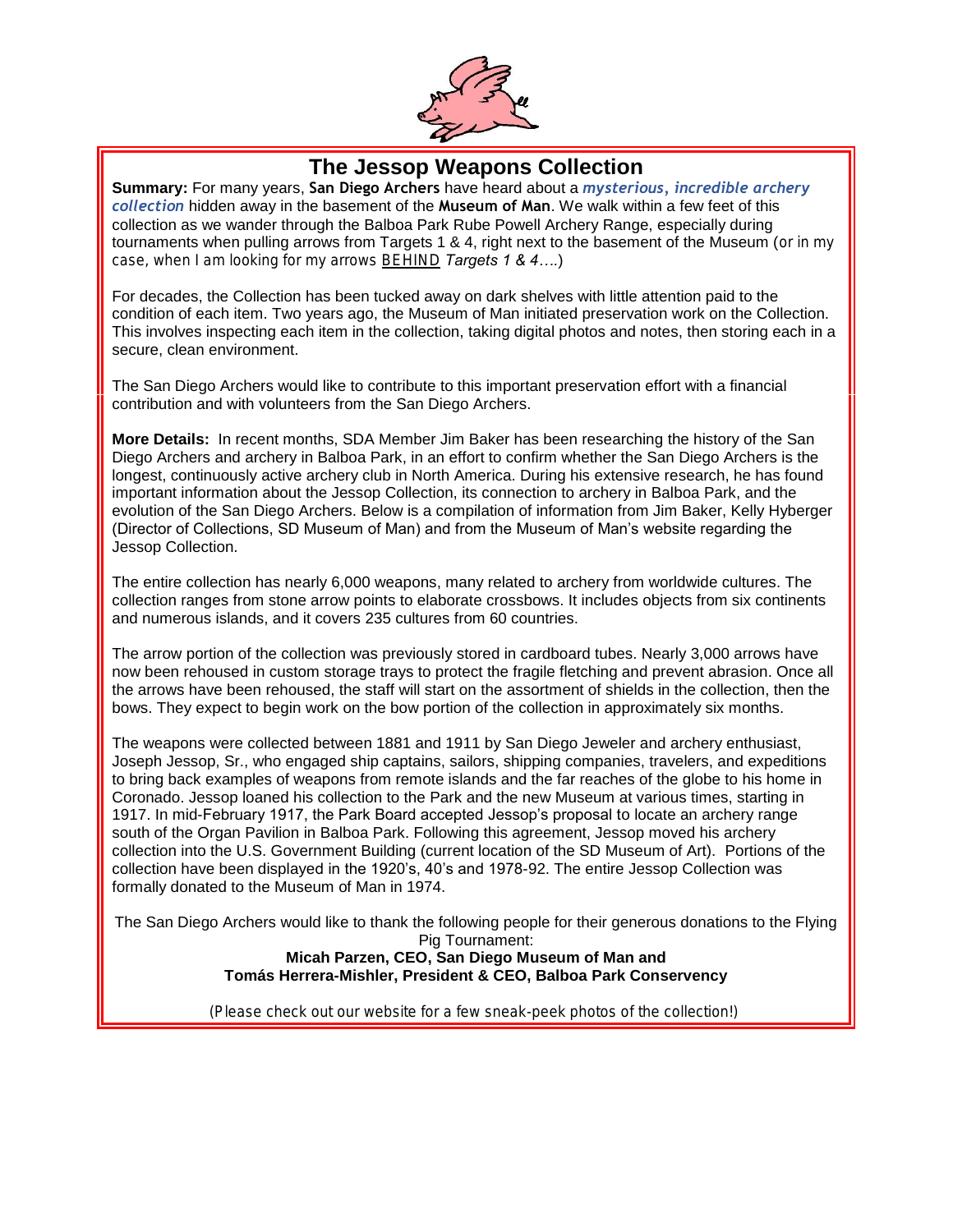# The Jessop Weapons Collection

**Summary:** For many years, **San Diego Archers** have heard about a ***mysterious, incredible archery collection*** hidden away in the basement of the **Museum of Man**. We walk within a few feet of this collection as we wander through the Balboa Park Rube Powell Archery Range, especially during tournaments when pulling arrows from Targets 1 & 4, right next to the basement of the Museum (or in my case, when I am looking for my arrows BEHIND *Targets 1 & 4….*)

For decades, the Collection has been tucked away on dark shelves with little attention paid to the condition of each item. Two years ago, the Museum of Man initiated preservation work on the Collection. This involves inspecting each item in the collection, taking digital photos and notes, then storing each in a secure, clean environment.

The San Diego Archers would like to contribute to this important preservation effort with a financial contribution and with volunteers from the San Diego Archers.

**More Details:** In recent months, SDA Member Jim Baker has been researching the history of the San Diego Archers and archery in Balboa Park, in an effort to confirm whether the San Diego Archers is the longest, continuously active archery club in North America. During his extensive research, he has found important information about the Jessop Collection, its connection to archery in Balboa Park, and the evolution of the San Diego Archers. Below is a compilation of information from Jim Baker, Kelly Hyberger (Director of Collections, SD Museum of Man) and from the Museum of Man's website regarding the Jessop Collection.

The entire collection has nearly 6,000 weapons, many related to archery from worldwide cultures. The collection ranges from stone arrow points to elaborate crossbows. It includes objects from six continents and numerous islands, and it covers 235 cultures from 60 countries.

The arrow portion of the collection was previously stored in cardboard tubes. Nearly 3,000 arrows have now been rehoused in custom storage trays to protect the fragile fletching and prevent abrasion. Once all the arrows have been rehoused, the staff will start on the assortment of shields in the collection, then the bows. They expect to begin work on the bow portion of the collection in approximately six months.

The weapons were collected between 1881 and 1911 by San Diego Jeweler and archery enthusiast, Joseph Jessop, Sr., who engaged ship captains, sailors, shipping companies, travelers, and expeditions to bring back examples of weapons from remote islands and the far reaches of the globe to his home in Coronado. Jessop loaned his collection to the Park and the new Museum at various times, starting in 1917. In mid-February 1917, the Park Board accepted Jessop's proposal to locate an archery range south of the Organ Pavilion in Balboa Park. Following this agreement, Jessop moved his archery collection into the U.S. Government Building (current location of the SD Museum of Art). Portions of the collection have been displayed in the 1920's, 40's and 1978-92. The entire Jessop Collection was formally donated to the Museum of Man in 1974.

The San Diego Archers would like to thank the following people for their generous donations to the Flying Pig Tournament:

**Micah Parzen, CEO, San Diego Museum of Man and**
**Tomás Herrera-Mishler, President & CEO, Balboa Park Conservency**

(Please check out our website for a few sneak-peek photos of the collection!)